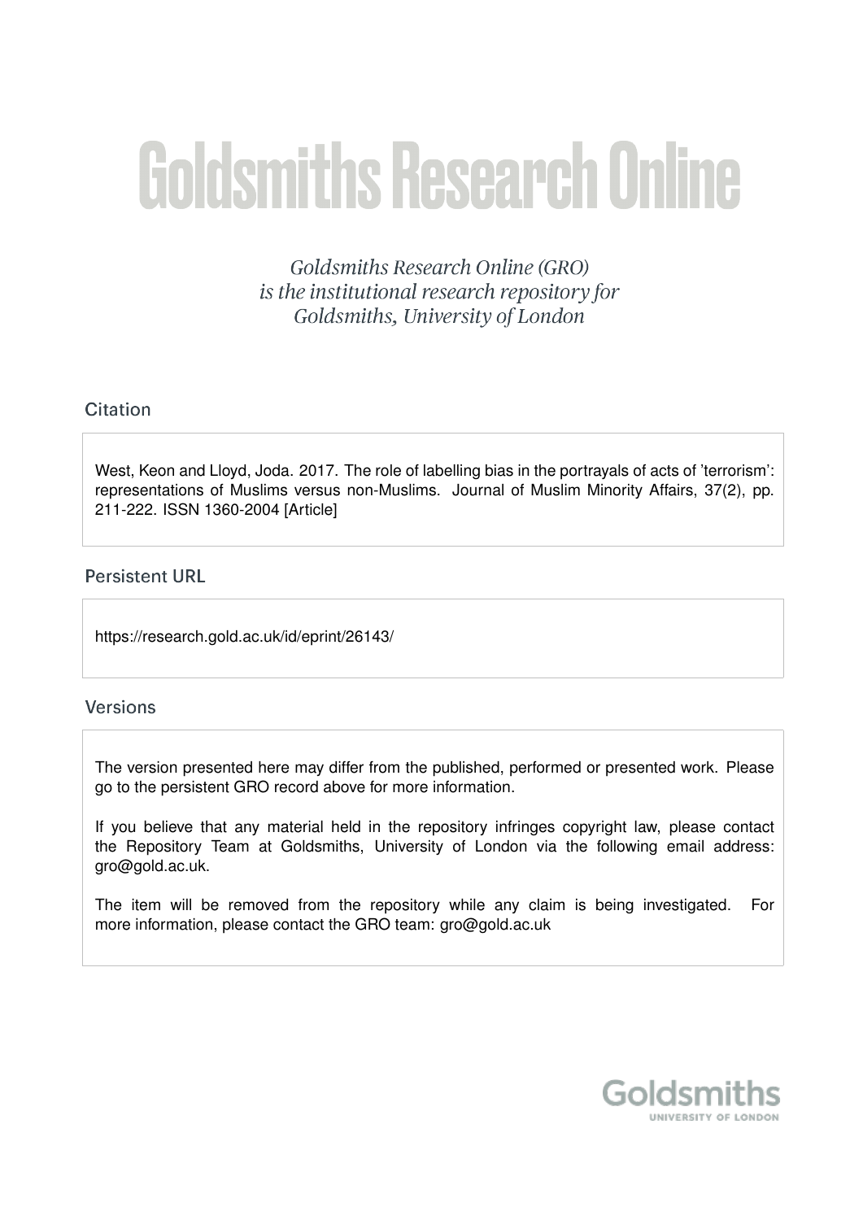# Goldsmiths Research Online

*Goldsmiths Research Online (GRO) is the institutional research repository for Goldsmiths, University of London*

## Citation

West, Keon and Lloyd, Joda. 2017. The role of labelling bias in the portrayals of acts of 'terrorism': representations of Muslims versus non-Muslims. Journal of Muslim Minority Affairs, 37(2), pp. 211-222. ISSN 1360-2004 [Article]

## Persistent URL

https://research.gold.ac.uk/id/eprint/26143/

## Versions

The version presented here may differ from the published, performed or presented work. Please go to the persistent GRO record above for more information.

If you believe that any material held in the repository infringes copyright law, please contact the Repository Team at Goldsmiths, University of London via the following email address: gro@gold.ac.uk.

The item will be removed from the repository while any claim is being investigated. For more information, please contact the GRO team: gro@gold.ac.uk

Goldsmiths
UNIVERSITY OF LONDON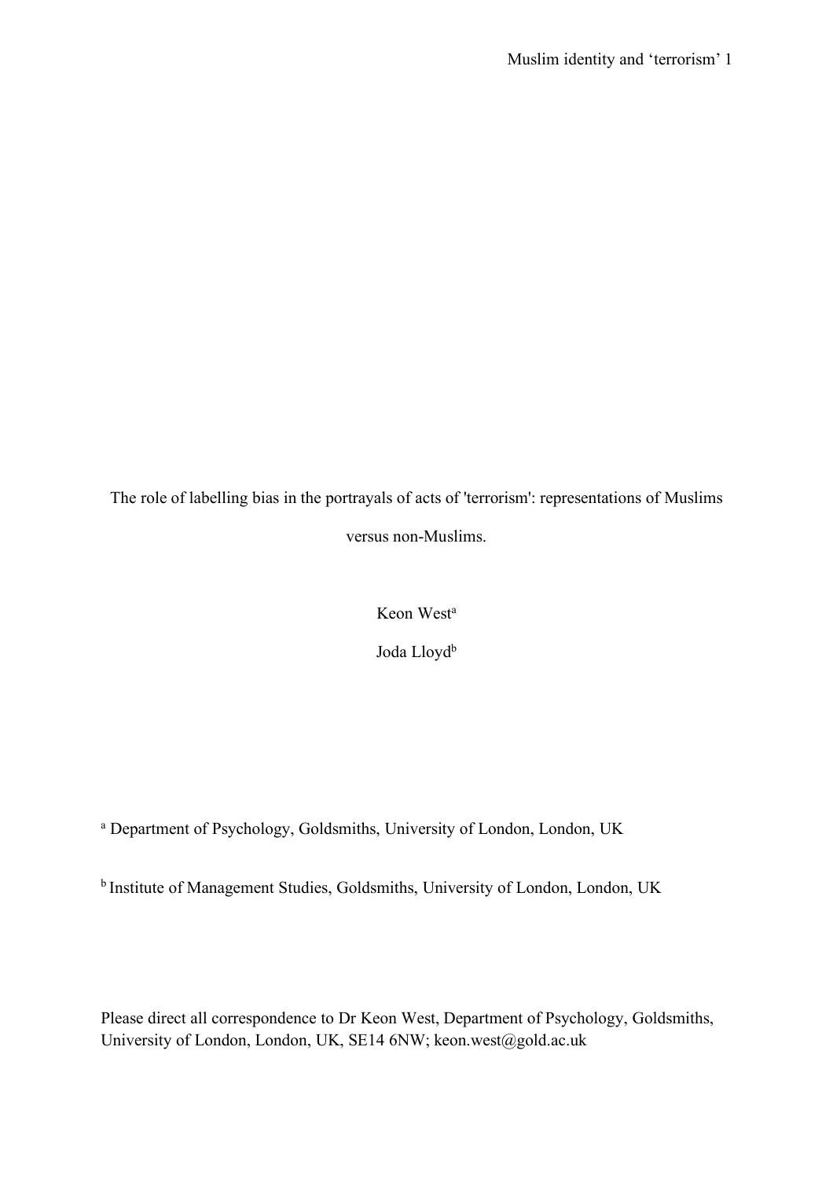The role of labelling bias in the portrayals of acts of 'terrorism': representations of Muslims versus non-Muslims.

Keon West[a]

Joda Lloyd[b]

[a] Department of Psychology, Goldsmiths, University of London, London, UK

[b] Institute of Management Studies, Goldsmiths, University of London, London, UK

Please direct all correspondence to Dr Keon West, Department of Psychology, Goldsmiths, University of London, London, UK, SE14 6NW; keon.west@gold.ac.uk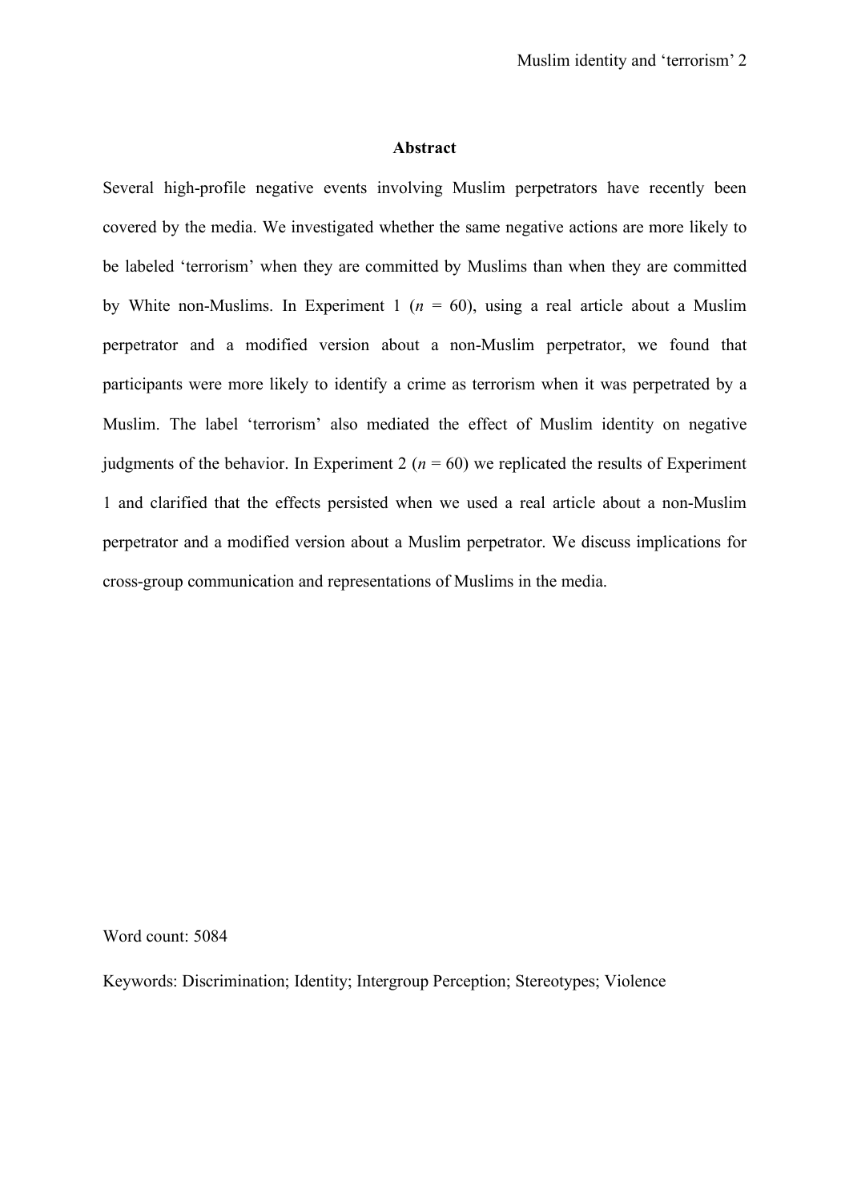## Abstract

Several high-profile negative events involving Muslim perpetrators have recently been covered by the media. We investigated whether the same negative actions are more likely to be labeled 'terrorism' when they are committed by Muslims than when they are committed by White non-Muslims. In Experiment 1 ($n$ = 60), using a real article about a Muslim perpetrator and a modified version about a non-Muslim perpetrator, we found that participants were more likely to identify a crime as terrorism when it was perpetrated by a Muslim. The label 'terrorism' also mediated the effect of Muslim identity on negative judgments of the behavior. In Experiment 2 ($n$ = 60) we replicated the results of Experiment 1 and clarified that the effects persisted when we used a real article about a non-Muslim perpetrator and a modified version about a Muslim perpetrator. We discuss implications for cross-group communication and representations of Muslims in the media.

Word count: 5084

Keywords: Discrimination; Identity; Intergroup Perception; Stereotypes; Violence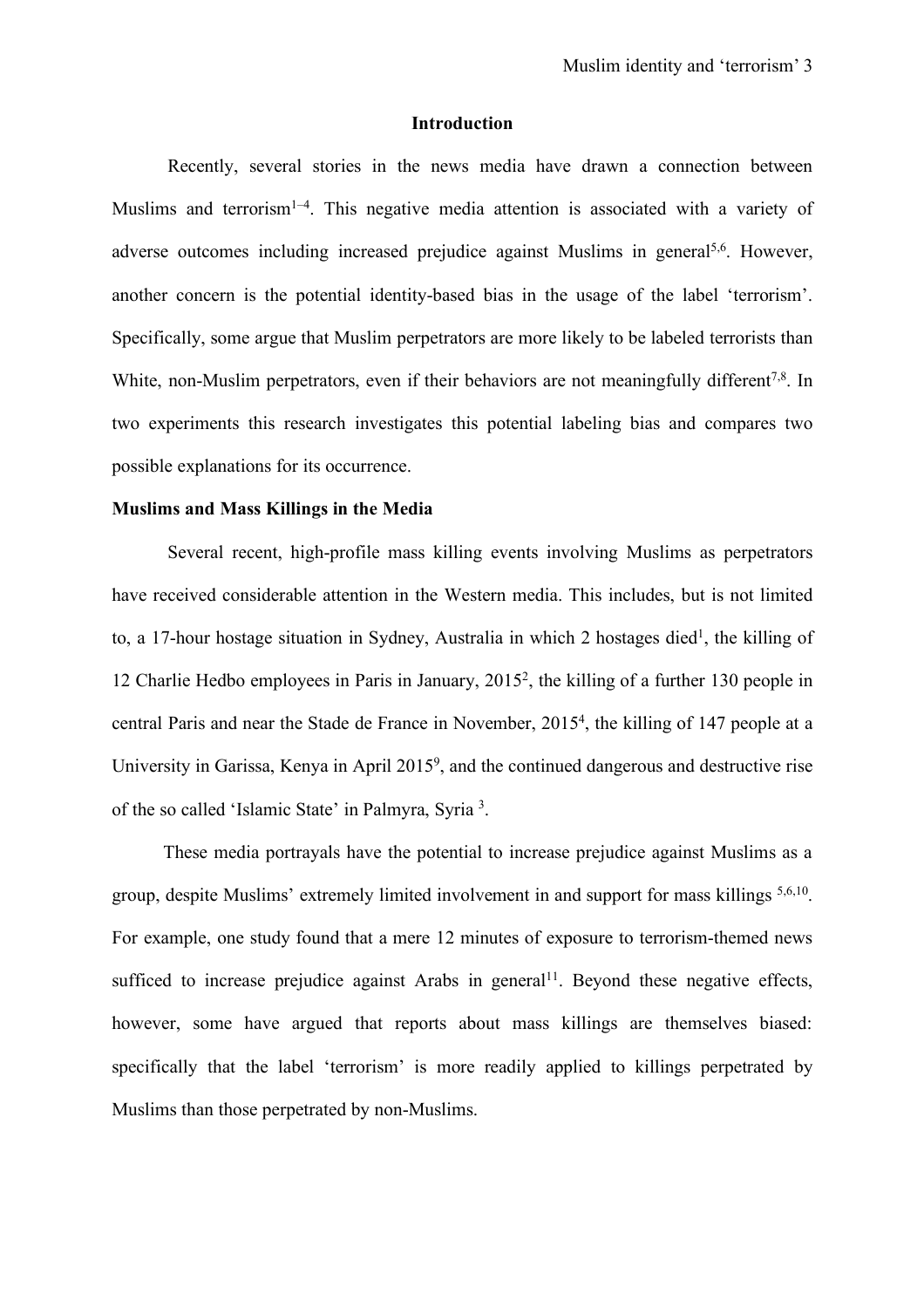## Introduction

Recently, several stories in the news media have drawn a connection between Muslims and terrorism[1–4]. This negative media attention is associated with a variety of adverse outcomes including increased prejudice against Muslims in general[5,6]. However, another concern is the potential identity-based bias in the usage of the label 'terrorism'. Specifically, some argue that Muslim perpetrators are more likely to be labeled terrorists than White, non-Muslim perpetrators, even if their behaviors are not meaningfully different[7,8]. In two experiments this research investigates this potential labeling bias and compares two possible explanations for its occurrence.

### Muslims and Mass Killings in the Media

Several recent, high-profile mass killing events involving Muslims as perpetrators have received considerable attention in the Western media. This includes, but is not limited to, a 17-hour hostage situation in Sydney, Australia in which 2 hostages died[1], the killing of 12 Charlie Hedbo employees in Paris in January, 2015[2], the killing of a further 130 people in central Paris and near the Stade de France in November, 2015[4], the killing of 147 people at a University in Garissa, Kenya in April 2015[9], and the continued dangerous and destructive rise of the so called 'Islamic State' in Palmyra, Syria [3].

These media portrayals have the potential to increase prejudice against Muslims as a group, despite Muslims' extremely limited involvement in and support for mass killings [5,6,10]. For example, one study found that a mere 12 minutes of exposure to terrorism-themed news sufficed to increase prejudice against Arabs in general[11]. Beyond these negative effects, however, some have argued that reports about mass killings are themselves biased: specifically that the label 'terrorism' is more readily applied to killings perpetrated by Muslims than those perpetrated by non-Muslims.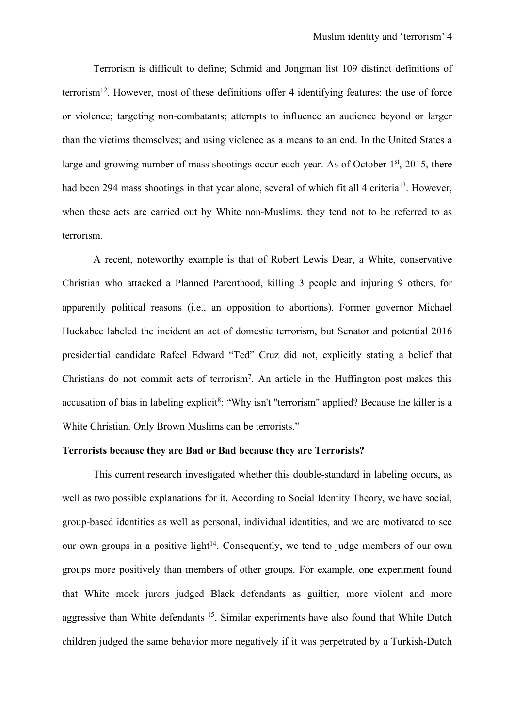Terrorism is difficult to define; Schmid and Jongman list 109 distinct definitions of terrorism[12]. However, most of these definitions offer 4 identifying features: the use of force or violence; targeting non-combatants; attempts to influence an audience beyond or larger than the victims themselves; and using violence as a means to an end. In the United States a large and growing number of mass shootings occur each year. As of October 1st, 2015, there had been 294 mass shootings in that year alone, several of which fit all 4 criteria[13]. However, when these acts are carried out by White non-Muslims, they tend not to be referred to as terrorism.

A recent, noteworthy example is that of Robert Lewis Dear, a White, conservative Christian who attacked a Planned Parenthood, killing 3 people and injuring 9 others, for apparently political reasons (i.e., an opposition to abortions). Former governor Michael Huckabee labeled the incident an act of domestic terrorism, but Senator and potential 2016 presidential candidate Rafeel Edward "Ted" Cruz did not, explicitly stating a belief that Christians do not commit acts of terrorism[7]. An article in the Huffington post makes this accusation of bias in labeling explicit[8]: "Why isn't "terrorism" applied? Because the killer is a White Christian. Only Brown Muslims can be terrorists."

**Terrorists because they are Bad or Bad because they are Terrorists?**

This current research investigated whether this double-standard in labeling occurs, as well as two possible explanations for it. According to Social Identity Theory, we have social, group-based identities as well as personal, individual identities, and we are motivated to see our own groups in a positive light[14]. Consequently, we tend to judge members of our own groups more positively than members of other groups. For example, one experiment found that White mock jurors judged Black defendants as guiltier, more violent and more aggressive than White defendants [15]. Similar experiments have also found that White Dutch children judged the same behavior more negatively if it was perpetrated by a Turkish-Dutch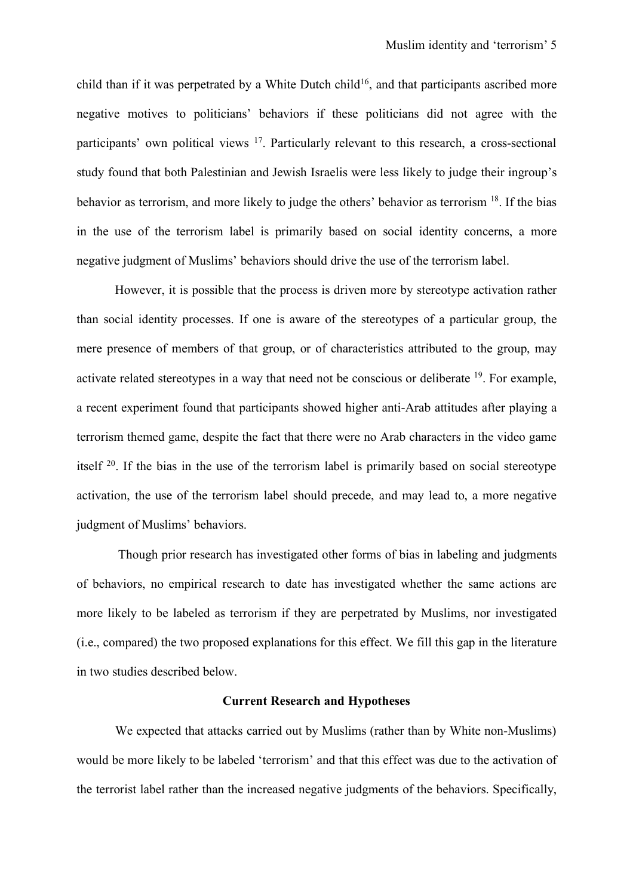child than if it was perpetrated by a White Dutch child[16], and that participants ascribed more negative motives to politicians' behaviors if these politicians did not agree with the participants' own political views [17]. Particularly relevant to this research, a cross-sectional study found that both Palestinian and Jewish Israelis were less likely to judge their ingroup's behavior as terrorism, and more likely to judge the others' behavior as terrorism [18]. If the bias in the use of the terrorism label is primarily based on social identity concerns, a more negative judgment of Muslims' behaviors should drive the use of the terrorism label.

However, it is possible that the process is driven more by stereotype activation rather than social identity processes. If one is aware of the stereotypes of a particular group, the mere presence of members of that group, or of characteristics attributed to the group, may activate related stereotypes in a way that need not be conscious or deliberate [19]. For example, a recent experiment found that participants showed higher anti-Arab attitudes after playing a terrorism themed game, despite the fact that there were no Arab characters in the video game itself [20]. If the bias in the use of the terrorism label is primarily based on social stereotype activation, the use of the terrorism label should precede, and may lead to, a more negative judgment of Muslims' behaviors.

Though prior research has investigated other forms of bias in labeling and judgments of behaviors, no empirical research to date has investigated whether the same actions are more likely to be labeled as terrorism if they are perpetrated by Muslims, nor investigated (i.e., compared) the two proposed explanations for this effect. We fill this gap in the literature in two studies described below.

## Current Research and Hypotheses

We expected that attacks carried out by Muslims (rather than by White non-Muslims) would be more likely to be labeled 'terrorism' and that this effect was due to the activation of the terrorist label rather than the increased negative judgments of the behaviors. Specifically,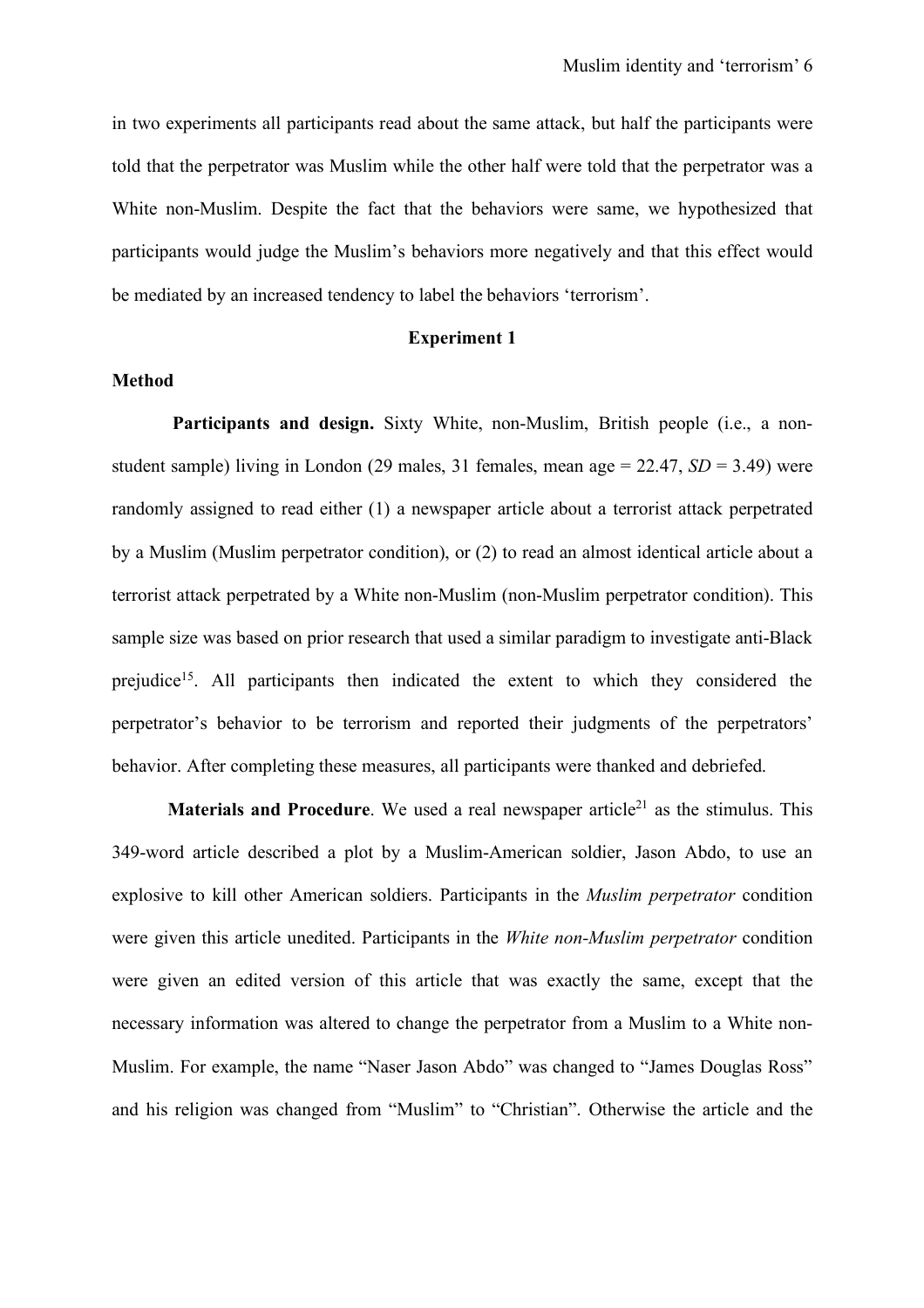in two experiments all participants read about the same attack, but half the participants were told that the perpetrator was Muslim while the other half were told that the perpetrator was a White non-Muslim. Despite the fact that the behaviors were same, we hypothesized that participants would judge the Muslim's behaviors more negatively and that this effect would be mediated by an increased tendency to label the behaviors 'terrorism'.

## Experiment 1

### Method

**Participants and design.** Sixty White, non-Muslim, British people (i.e., a non-student sample) living in London (29 males, 31 females, mean age = 22.47, *SD* = 3.49) were randomly assigned to read either (1) a newspaper article about a terrorist attack perpetrated by a Muslim (Muslim perpetrator condition), or (2) to read an almost identical article about a terrorist attack perpetrated by a White non-Muslim (non-Muslim perpetrator condition). This sample size was based on prior research that used a similar paradigm to investigate anti-Black prejudice[15]. All participants then indicated the extent to which they considered the perpetrator's behavior to be terrorism and reported their judgments of the perpetrators' behavior. After completing these measures, all participants were thanked and debriefed.

**Materials and Procedure**. We used a real newspaper article[21] as the stimulus. This 349-word article described a plot by a Muslim-American soldier, Jason Abdo, to use an explosive to kill other American soldiers. Participants in the *Muslim perpetrator* condition were given this article unedited. Participants in the *White non-Muslim perpetrator* condition were given an edited version of this article that was exactly the same, except that the necessary information was altered to change the perpetrator from a Muslim to a White non-Muslim. For example, the name "Naser Jason Abdo" was changed to "James Douglas Ross" and his religion was changed from "Muslim" to "Christian". Otherwise the article and the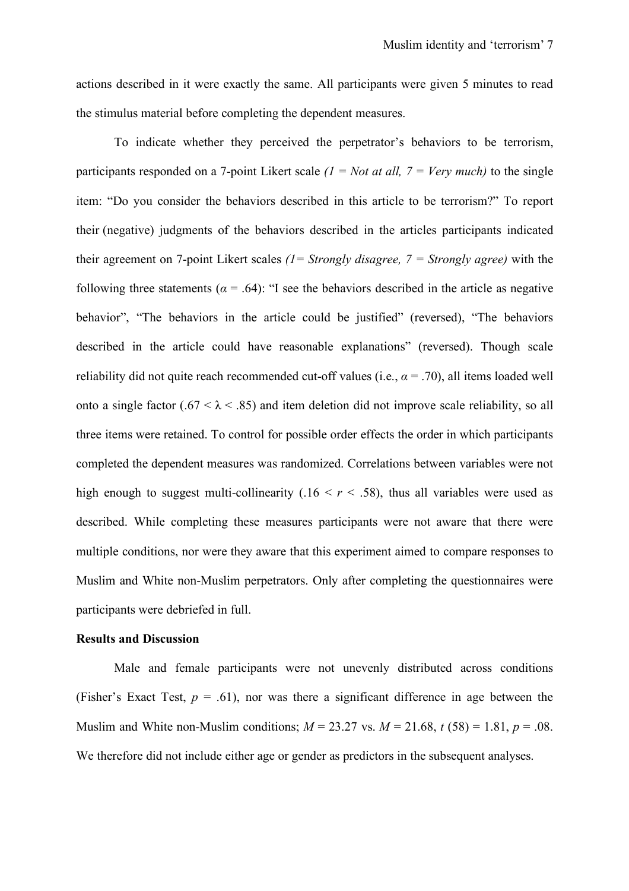actions described in it were exactly the same. All participants were given 5 minutes to read the stimulus material before completing the dependent measures.

To indicate whether they perceived the perpetrator's behaviors to be terrorism, participants responded on a 7-point Likert scale *(1 = Not at all, 7 = Very much)* to the single item: "Do you consider the behaviors described in this article to be terrorism?" To report their (negative) judgments of the behaviors described in the articles participants indicated their agreement on 7-point Likert scales *(1= Strongly disagree, 7 = Strongly agree)* with the following three statements ($\alpha = .64$): "I see the behaviors described in the article as negative behavior", "The behaviors in the article could be justified" (reversed), "The behaviors described in the article could have reasonable explanations" (reversed). Though scale reliability did not quite reach recommended cut-off values (i.e., $\alpha = .70$), all items loaded well onto a single factor ($.67 < \lambda < .85$) and item deletion did not improve scale reliability, so all three items were retained. To control for possible order effects the order in which participants completed the dependent measures was randomized. Correlations between variables were not high enough to suggest multi-collinearity ($.16 < r < .58$), thus all variables were used as described. While completing these measures participants were not aware that there were multiple conditions, nor were they aware that this experiment aimed to compare responses to Muslim and White non-Muslim perpetrators. Only after completing the questionnaires were participants were debriefed in full.

**Results and Discussion**

Male and female participants were not unevenly distributed across conditions (Fisher's Exact Test, $p = .61$), nor was there a significant difference in age between the Muslim and White non-Muslim conditions; $M = 23.27$ vs. $M = 21.68$, $t\ (58) = 1.81$, $p = .08$. We therefore did not include either age or gender as predictors in the subsequent analyses.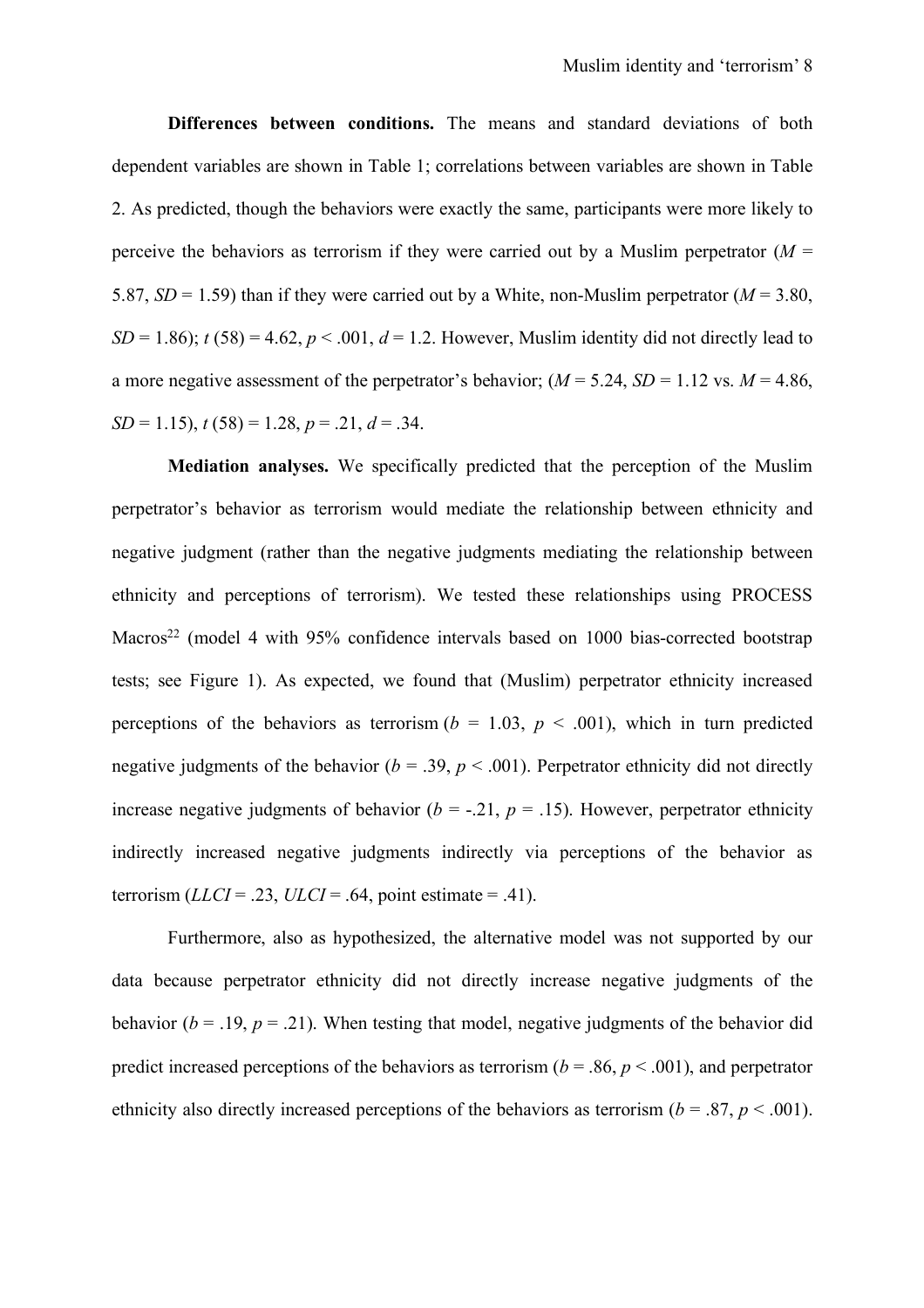**Differences between conditions.** The means and standard deviations of both dependent variables are shown in Table 1; correlations between variables are shown in Table 2. As predicted, though the behaviors were exactly the same, participants were more likely to perceive the behaviors as terrorism if they were carried out by a Muslim perpetrator ($M$ = 5.87, $SD$ = 1.59) than if they were carried out by a White, non-Muslim perpetrator ($M$ = 3.80, $SD$ = 1.86); $t$ (58) = 4.62, $p$ < .001, $d$ = 1.2. However, Muslim identity did not directly lead to a more negative assessment of the perpetrator's behavior; ($M$ = 5.24, $SD$ = 1.12 vs. $M$ = 4.86, $SD$ = 1.15), $t$ (58) = 1.28, $p$ = .21, $d$ = .34.

**Mediation analyses.** We specifically predicted that the perception of the Muslim perpetrator's behavior as terrorism would mediate the relationship between ethnicity and negative judgment (rather than the negative judgments mediating the relationship between ethnicity and perceptions of terrorism). We tested these relationships using PROCESS Macros[22] (model 4 with 95% confidence intervals based on 1000 bias-corrected bootstrap tests; see Figure 1). As expected, we found that (Muslim) perpetrator ethnicity increased perceptions of the behaviors as terrorism ($b$ = 1.03, $p$ < .001), which in turn predicted negative judgments of the behavior ($b$ = .39, $p$ < .001). Perpetrator ethnicity did not directly increase negative judgments of behavior ($b$ = -.21, $p$ = .15). However, perpetrator ethnicity indirectly increased negative judgments indirectly via perceptions of the behavior as terrorism ($LLCI$ = .23, $ULCI$ = .64, point estimate = .41).

Furthermore, also as hypothesized, the alternative model was not supported by our data because perpetrator ethnicity did not directly increase negative judgments of the behavior ($b$ = .19, $p$ = .21). When testing that model, negative judgments of the behavior did predict increased perceptions of the behaviors as terrorism ($b$ = .86, $p$ < .001), and perpetrator ethnicity also directly increased perceptions of the behaviors as terrorism ($b$ = .87, $p$ < .001).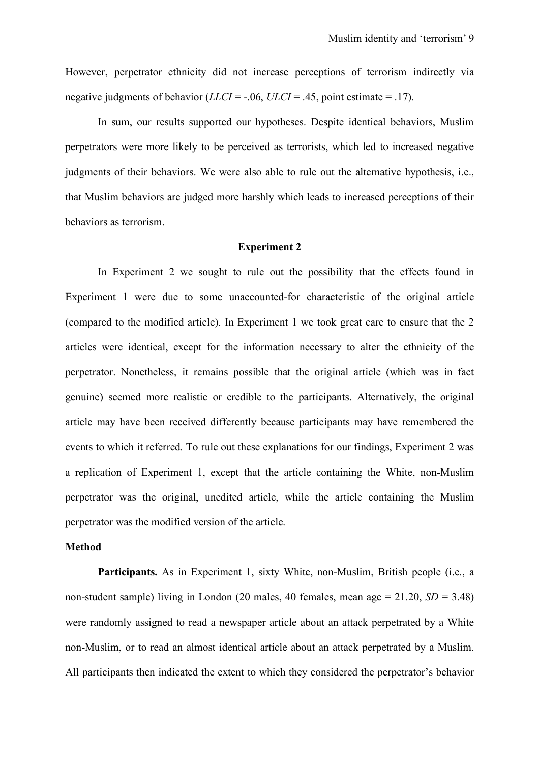However, perpetrator ethnicity did not increase perceptions of terrorism indirectly via negative judgments of behavior (*LLCI* = -.06, *ULCI* = .45, point estimate = .17).

In sum, our results supported our hypotheses. Despite identical behaviors, Muslim perpetrators were more likely to be perceived as terrorists, which led to increased negative judgments of their behaviors. We were also able to rule out the alternative hypothesis, i.e., that Muslim behaviors are judged more harshly which leads to increased perceptions of their behaviors as terrorism.

## Experiment 2

In Experiment 2 we sought to rule out the possibility that the effects found in Experiment 1 were due to some unaccounted-for characteristic of the original article (compared to the modified article). In Experiment 1 we took great care to ensure that the 2 articles were identical, except for the information necessary to alter the ethnicity of the perpetrator. Nonetheless, it remains possible that the original article (which was in fact genuine) seemed more realistic or credible to the participants. Alternatively, the original article may have been received differently because participants may have remembered the events to which it referred. To rule out these explanations for our findings, Experiment 2 was a replication of Experiment 1, except that the article containing the White, non-Muslim perpetrator was the original, unedited article, while the article containing the Muslim perpetrator was the modified version of the article.

### Method

**Participants.** As in Experiment 1, sixty White, non-Muslim, British people (i.e., a non-student sample) living in London (20 males, 40 females, mean age = 21.20, *SD* = 3.48) were randomly assigned to read a newspaper article about an attack perpetrated by a White non-Muslim, or to read an almost identical article about an attack perpetrated by a Muslim. All participants then indicated the extent to which they considered the perpetrator's behavior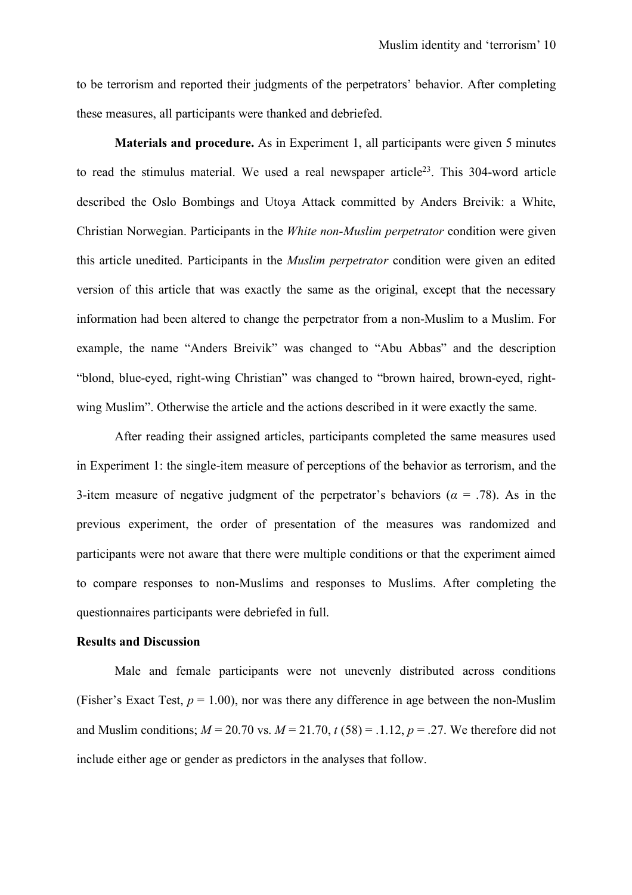to be terrorism and reported their judgments of the perpetrators' behavior. After completing these measures, all participants were thanked and debriefed.

**Materials and procedure.** As in Experiment 1, all participants were given 5 minutes to read the stimulus material. We used a real newspaper article[23]. This 304-word article described the Oslo Bombings and Utoya Attack committed by Anders Breivik: a White, Christian Norwegian. Participants in the *White non-Muslim perpetrator* condition were given this article unedited. Participants in the *Muslim perpetrator* condition were given an edited version of this article that was exactly the same as the original, except that the necessary information had been altered to change the perpetrator from a non-Muslim to a Muslim. For example, the name "Anders Breivik" was changed to "Abu Abbas" and the description "blond, blue-eyed, right-wing Christian" was changed to "brown haired, brown-eyed, right-wing Muslim". Otherwise the article and the actions described in it were exactly the same.

After reading their assigned articles, participants completed the same measures used in Experiment 1: the single-item measure of perceptions of the behavior as terrorism, and the 3-item measure of negative judgment of the perpetrator's behaviors ($\alpha$ = .78). As in the previous experiment, the order of presentation of the measures was randomized and participants were not aware that there were multiple conditions or that the experiment aimed to compare responses to non-Muslims and responses to Muslims. After completing the questionnaires participants were debriefed in full.

## Results and Discussion

Male and female participants were not unevenly distributed across conditions (Fisher's Exact Test, $p$ = 1.00), nor was there any difference in age between the non-Muslim and Muslim conditions; $M$ = 20.70 vs. $M$ = 21.70, $t$ (58) = .1.12, $p$ = .27. We therefore did not include either age or gender as predictors in the analyses that follow.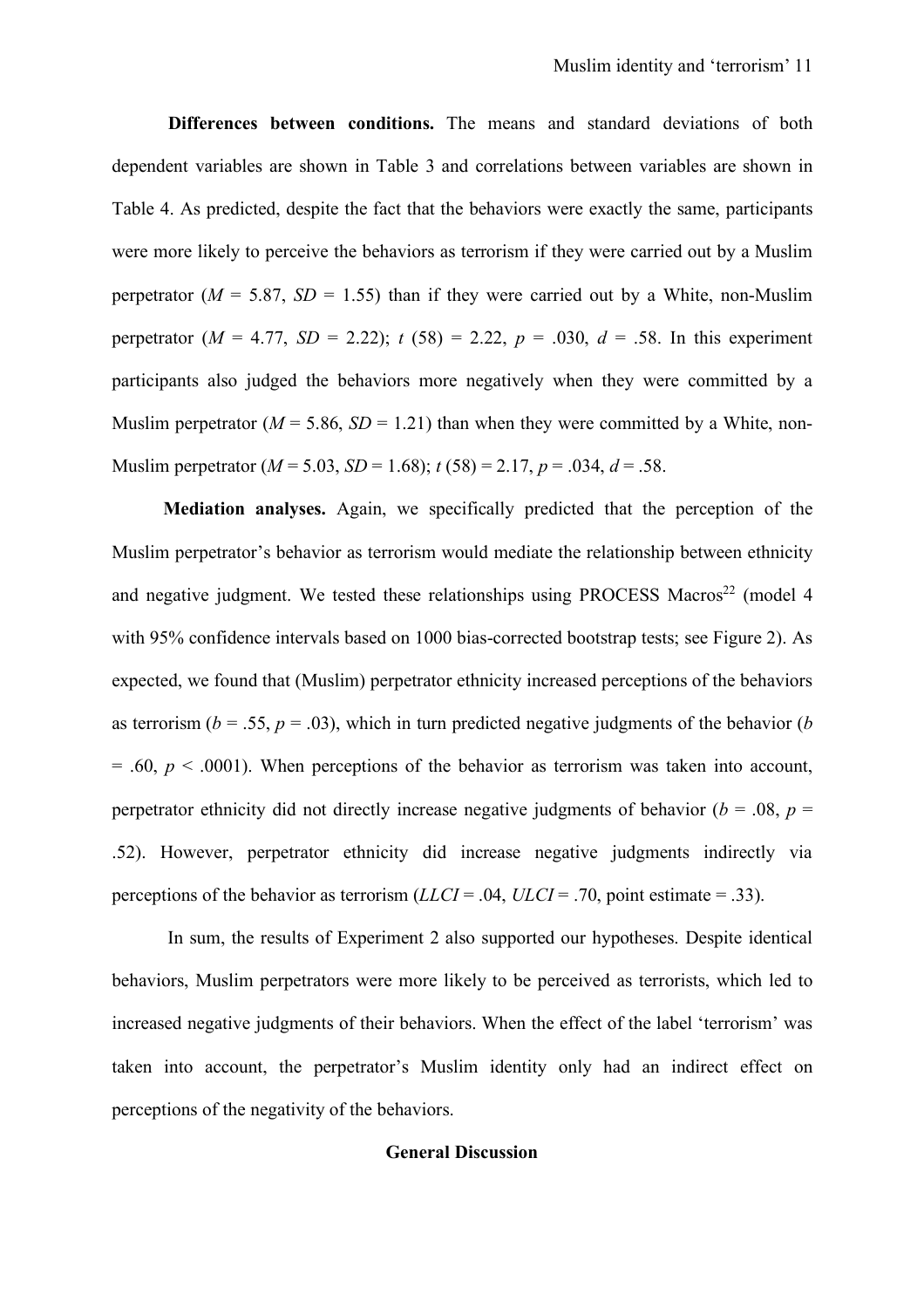**Differences between conditions.** The means and standard deviations of both dependent variables are shown in Table 3 and correlations between variables are shown in Table 4. As predicted, despite the fact that the behaviors were exactly the same, participants were more likely to perceive the behaviors as terrorism if they were carried out by a Muslim perpetrator ($M$ = 5.87, $SD$ = 1.55) than if they were carried out by a White, non-Muslim perpetrator ($M$ = 4.77, $SD$ = 2.22); $t$ (58) = 2.22, $p$ = .030, $d$ = .58. In this experiment participants also judged the behaviors more negatively when they were committed by a Muslim perpetrator ($M$ = 5.86, $SD$ = 1.21) than when they were committed by a White, non-Muslim perpetrator ($M$ = 5.03, $SD$ = 1.68); $t$ (58) = 2.17, $p$ = .034, $d$ = .58.

**Mediation analyses.** Again, we specifically predicted that the perception of the Muslim perpetrator's behavior as terrorism would mediate the relationship between ethnicity and negative judgment. We tested these relationships using PROCESS Macros[22] (model 4 with 95% confidence intervals based on 1000 bias-corrected bootstrap tests; see Figure 2). As expected, we found that (Muslim) perpetrator ethnicity increased perceptions of the behaviors as terrorism ($b$ = .55, $p$ = .03), which in turn predicted negative judgments of the behavior ($b$ = .60, $p$ < .0001). When perceptions of the behavior as terrorism was taken into account, perpetrator ethnicity did not directly increase negative judgments of behavior ($b$ = .08, $p$ = .52). However, perpetrator ethnicity did increase negative judgments indirectly via perceptions of the behavior as terrorism ($LLCI$ = .04, $ULCI$ = .70, point estimate = .33).

In sum, the results of Experiment 2 also supported our hypotheses. Despite identical behaviors, Muslim perpetrators were more likely to be perceived as terrorists, which led to increased negative judgments of their behaviors. When the effect of the label 'terrorism' was taken into account, the perpetrator's Muslim identity only had an indirect effect on perceptions of the negativity of the behaviors.

## General Discussion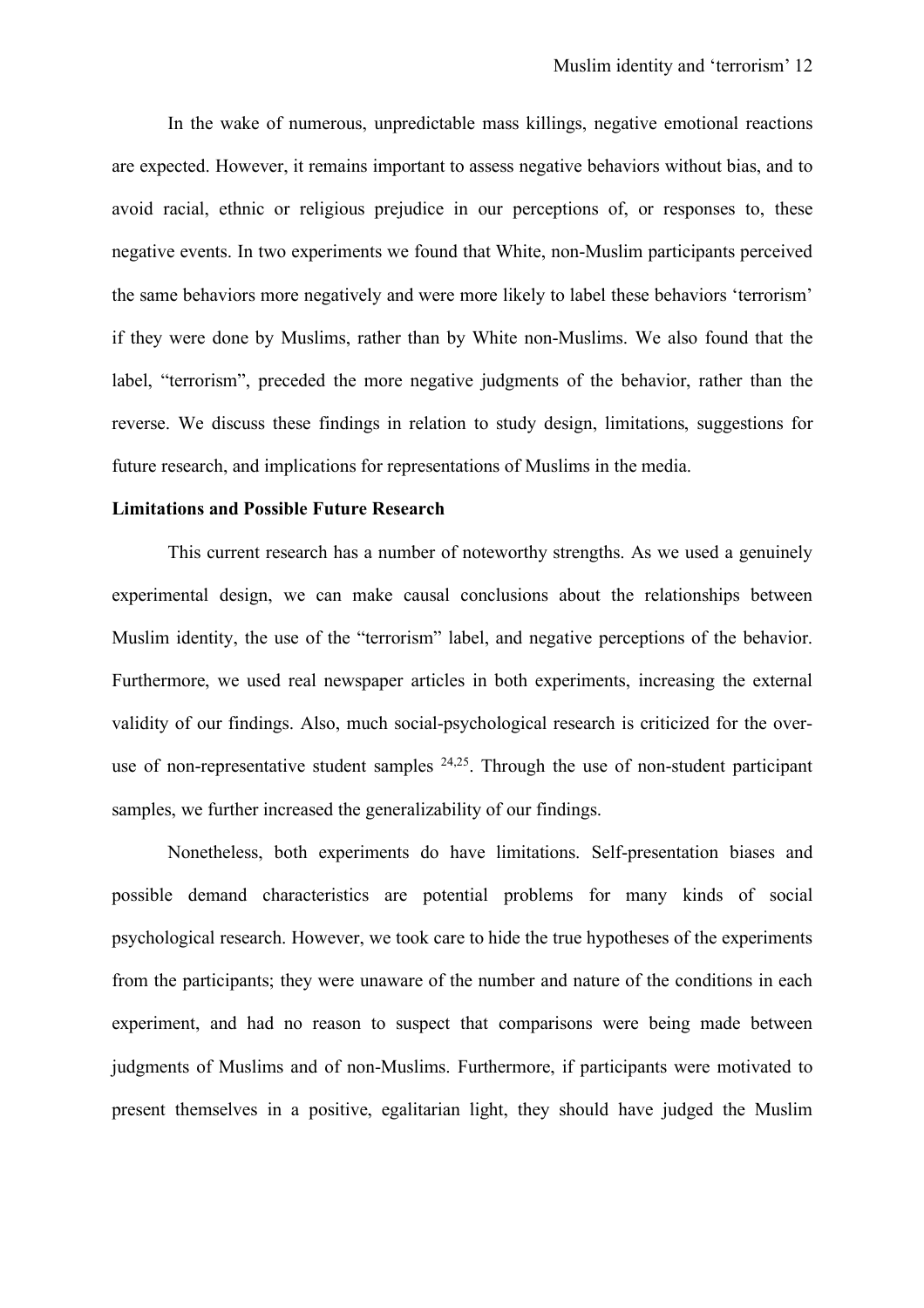In the wake of numerous, unpredictable mass killings, negative emotional reactions are expected. However, it remains important to assess negative behaviors without bias, and to avoid racial, ethnic or religious prejudice in our perceptions of, or responses to, these negative events. In two experiments we found that White, non-Muslim participants perceived the same behaviors more negatively and were more likely to label these behaviors 'terrorism' if they were done by Muslims, rather than by White non-Muslims. We also found that the label, "terrorism", preceded the more negative judgments of the behavior, rather than the reverse. We discuss these findings in relation to study design, limitations, suggestions for future research, and implications for representations of Muslims in the media.

**Limitations and Possible Future Research**

This current research has a number of noteworthy strengths. As we used a genuinely experimental design, we can make causal conclusions about the relationships between Muslim identity, the use of the "terrorism" label, and negative perceptions of the behavior. Furthermore, we used real newspaper articles in both experiments, increasing the external validity of our findings. Also, much social-psychological research is criticized for the over-use of non-representative student samples [24,25]. Through the use of non-student participant samples, we further increased the generalizability of our findings.

Nonetheless, both experiments do have limitations. Self-presentation biases and possible demand characteristics are potential problems for many kinds of social psychological research. However, we took care to hide the true hypotheses of the experiments from the participants; they were unaware of the number and nature of the conditions in each experiment, and had no reason to suspect that comparisons were being made between judgments of Muslims and of non-Muslims. Furthermore, if participants were motivated to present themselves in a positive, egalitarian light, they should have judged the Muslim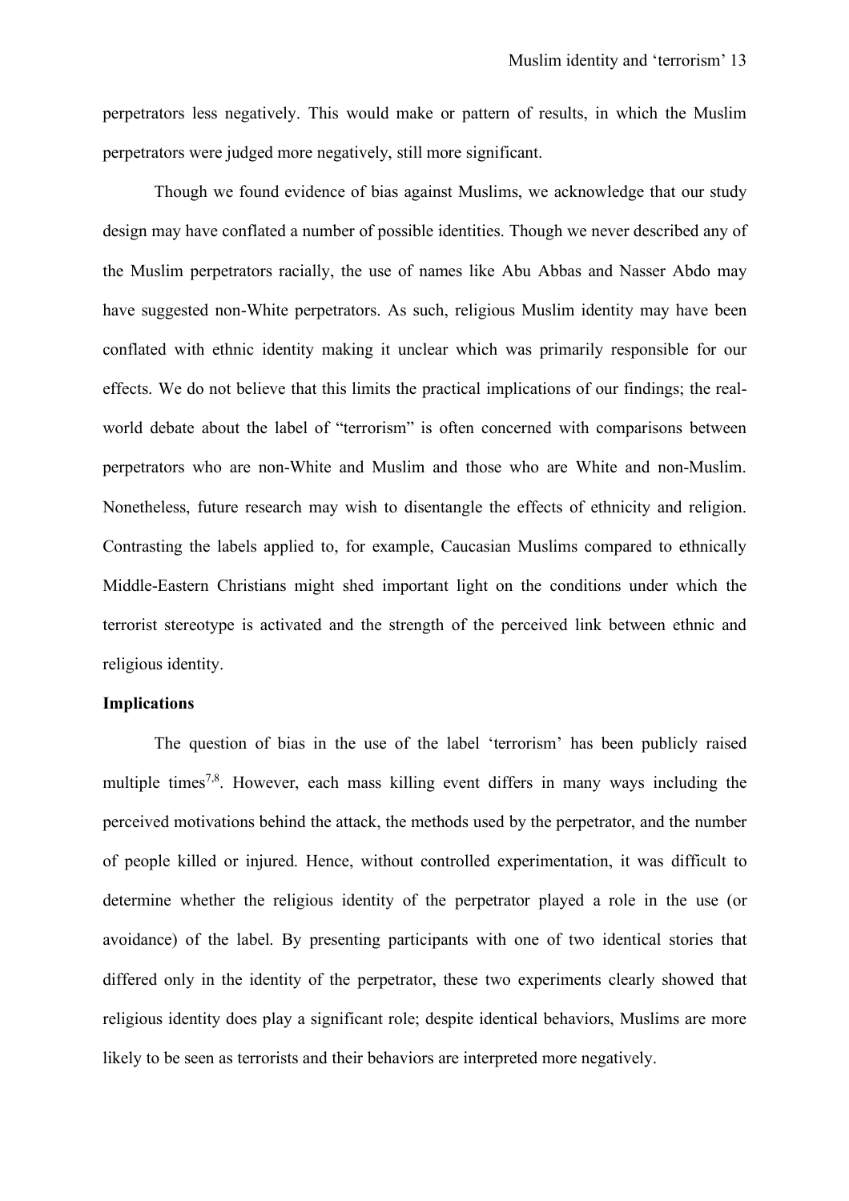perpetrators less negatively. This would make or pattern of results, in which the Muslim perpetrators were judged more negatively, still more significant.

Though we found evidence of bias against Muslims, we acknowledge that our study design may have conflated a number of possible identities. Though we never described any of the Muslim perpetrators racially, the use of names like Abu Abbas and Nasser Abdo may have suggested non-White perpetrators. As such, religious Muslim identity may have been conflated with ethnic identity making it unclear which was primarily responsible for our effects. We do not believe that this limits the practical implications of our findings; the real-world debate about the label of "terrorism" is often concerned with comparisons between perpetrators who are non-White and Muslim and those who are White and non-Muslim. Nonetheless, future research may wish to disentangle the effects of ethnicity and religion. Contrasting the labels applied to, for example, Caucasian Muslims compared to ethnically Middle-Eastern Christians might shed important light on the conditions under which the terrorist stereotype is activated and the strength of the perceived link between ethnic and religious identity.

**Implications**

The question of bias in the use of the label 'terrorism' has been publicly raised multiple times[7,8]. However, each mass killing event differs in many ways including the perceived motivations behind the attack, the methods used by the perpetrator, and the number of people killed or injured. Hence, without controlled experimentation, it was difficult to determine whether the religious identity of the perpetrator played a role in the use (or avoidance) of the label. By presenting participants with one of two identical stories that differed only in the identity of the perpetrator, these two experiments clearly showed that religious identity does play a significant role; despite identical behaviors, Muslims are more likely to be seen as terrorists and their behaviors are interpreted more negatively.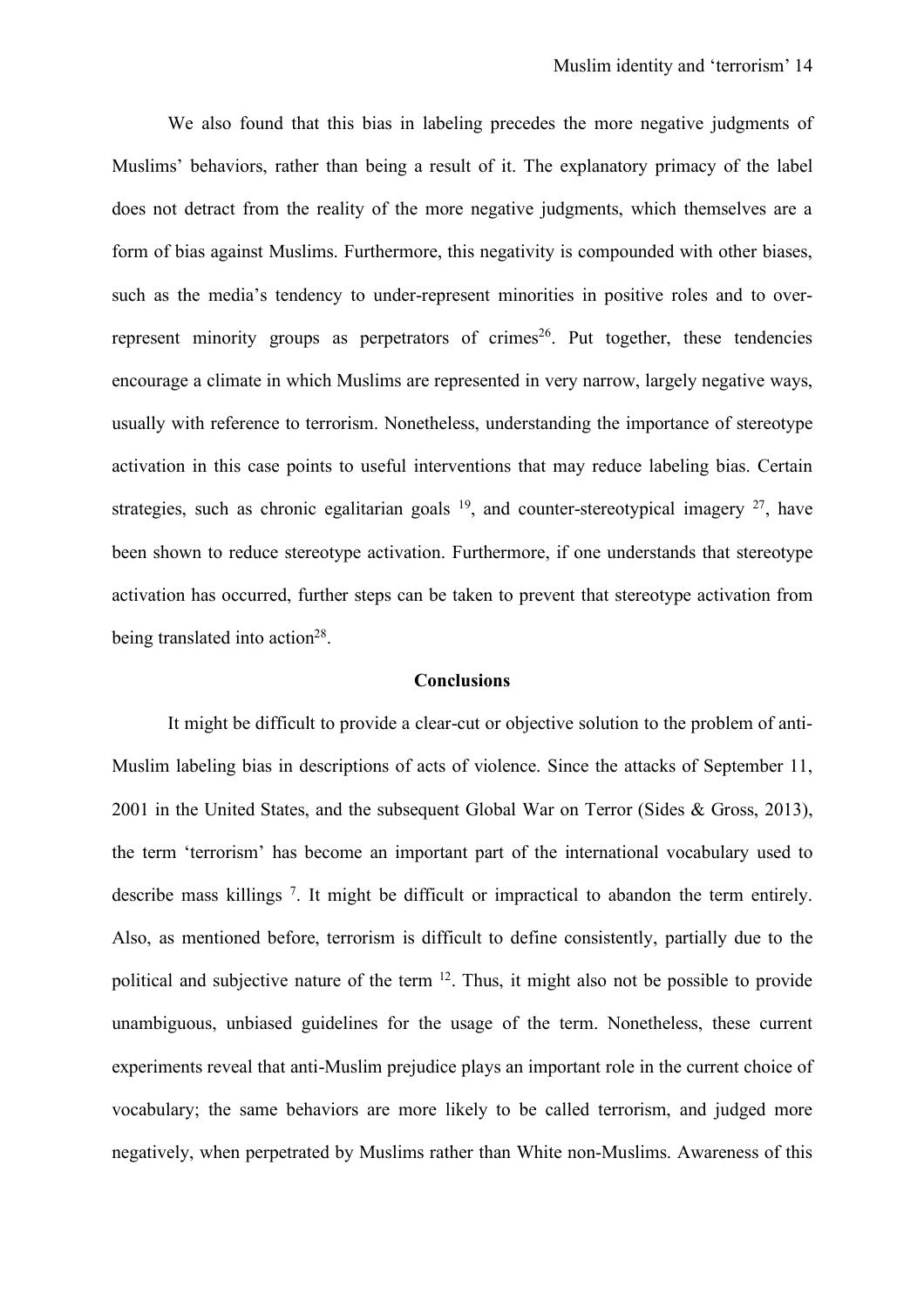We also found that this bias in labeling precedes the more negative judgments of Muslims' behaviors, rather than being a result of it. The explanatory primacy of the label does not detract from the reality of the more negative judgments, which themselves are a form of bias against Muslims. Furthermore, this negativity is compounded with other biases, such as the media's tendency to under-represent minorities in positive roles and to over-represent minority groups as perpetrators of crimes[26]. Put together, these tendencies encourage a climate in which Muslims are represented in very narrow, largely negative ways, usually with reference to terrorism. Nonetheless, understanding the importance of stereotype activation in this case points to useful interventions that may reduce labeling bias. Certain strategies, such as chronic egalitarian goals [19], and counter-stereotypical imagery [27], have been shown to reduce stereotype activation. Furthermore, if one understands that stereotype activation has occurred, further steps can be taken to prevent that stereotype activation from being translated into action[28].

## Conclusions

It might be difficult to provide a clear-cut or objective solution to the problem of anti-Muslim labeling bias in descriptions of acts of violence. Since the attacks of September 11, 2001 in the United States, and the subsequent Global War on Terror (Sides & Gross, 2013), the term 'terrorism' has become an important part of the international vocabulary used to describe mass killings [7]. It might be difficult or impractical to abandon the term entirely. Also, as mentioned before, terrorism is difficult to define consistently, partially due to the political and subjective nature of the term [12]. Thus, it might also not be possible to provide unambiguous, unbiased guidelines for the usage of the term. Nonetheless, these current experiments reveal that anti-Muslim prejudice plays an important role in the current choice of vocabulary; the same behaviors are more likely to be called terrorism, and judged more negatively, when perpetrated by Muslims rather than White non-Muslims. Awareness of this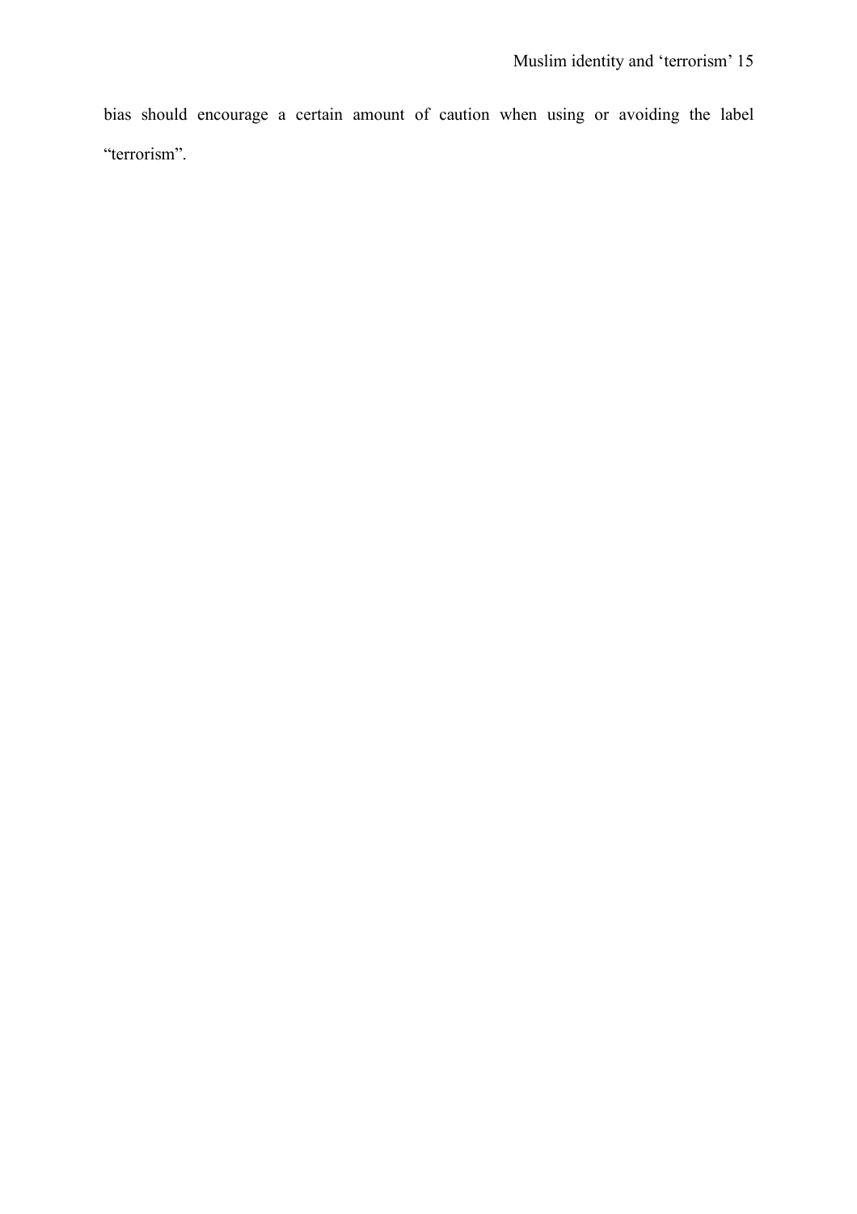bias should encourage a certain amount of caution when using or avoiding the label "terrorism".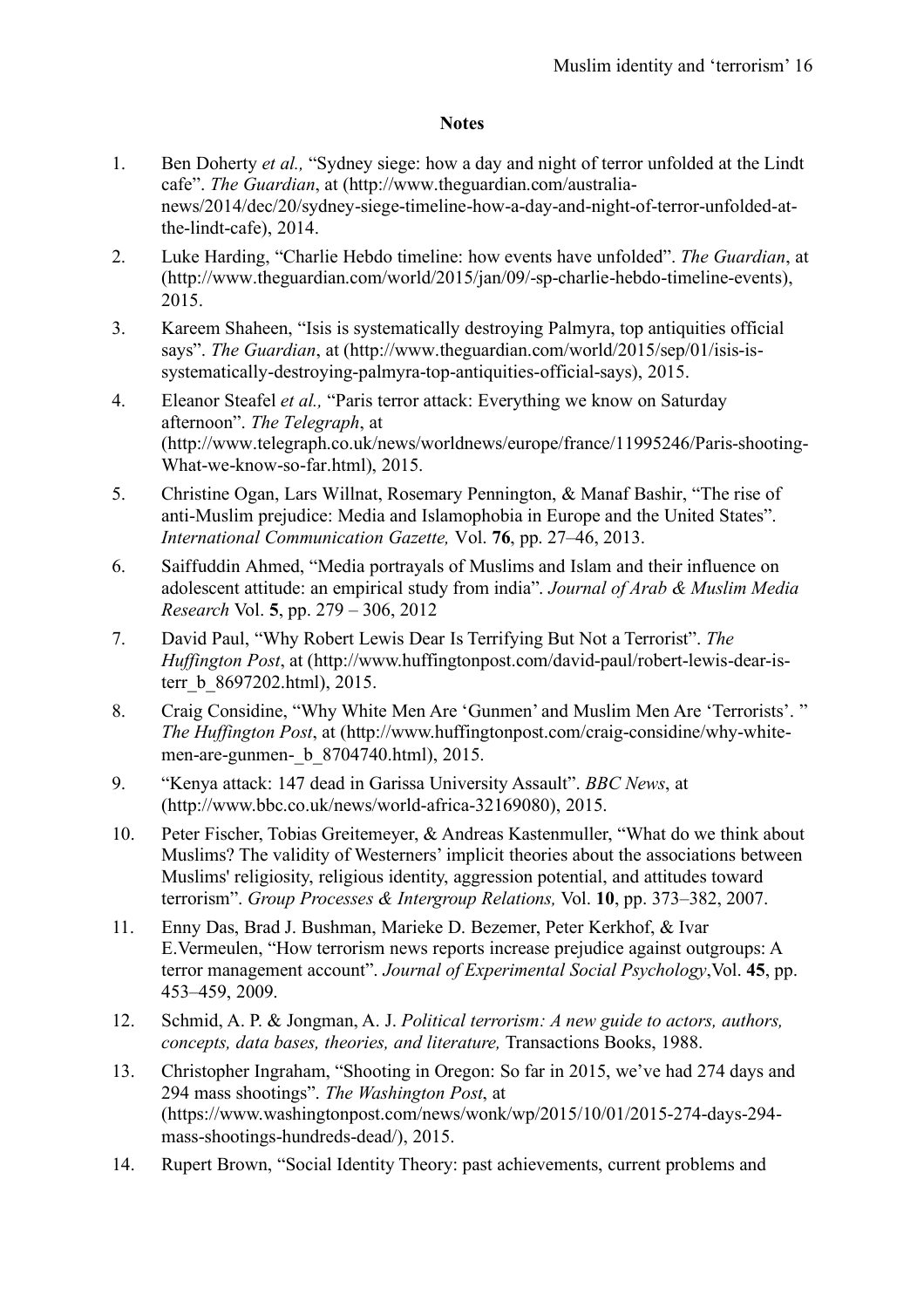**Notes**

1. Ben Doherty *et al.,* "Sydney siege: how a day and night of terror unfolded at the Lindt cafe". *The Guardian*, at (http://www.theguardian.com/australia-news/2014/dec/20/sydney-siege-timeline-how-a-day-and-night-of-terror-unfolded-at-the-lindt-cafe), 2014.
2. Luke Harding, "Charlie Hebdo timeline: how events have unfolded". *The Guardian*, at (http://www.theguardian.com/world/2015/jan/09/-sp-charlie-hebdo-timeline-events), 2015.
3. Kareem Shaheen, "Isis is systematically destroying Palmyra, top antiquities official says". *The Guardian*, at (http://www.theguardian.com/world/2015/sep/01/isis-is-systematically-destroying-palmyra-top-antiquities-official-says), 2015.
4. Eleanor Steafel *et al.,* "Paris terror attack: Everything we know on Saturday afternoon". *The Telegraph*, at (http://www.telegraph.co.uk/news/worldnews/europe/france/11995246/Paris-shooting-What-we-know-so-far.html), 2015.
5. Christine Ogan, Lars Willnat, Rosemary Pennington, & Manaf Bashir, "The rise of anti-Muslim prejudice: Media and Islamophobia in Europe and the United States". *International Communication Gazette,* Vol. **76**, pp. 27–46, 2013.
6. Saiffuddin Ahmed, "Media portrayals of Muslims and Islam and their influence on adolescent attitude: an empirical study from india". *Journal of Arab & Muslim Media Research* Vol. **5**, pp. 279 – 306, 2012
7. David Paul, "Why Robert Lewis Dear Is Terrifying But Not a Terrorist". *The Huffington Post*, at (http://www.huffingtonpost.com/david-paul/robert-lewis-dear-is-terr_b_8697202.html), 2015.
8. Craig Considine, "Why White Men Are 'Gunmen' and Muslim Men Are 'Terrorists'. " *The Huffington Post*, at (http://www.huffingtonpost.com/craig-considine/why-white-men-are-gunmen-_b_8704740.html), 2015.
9. "Kenya attack: 147 dead in Garissa University Assault". *BBC News*, at (http://www.bbc.co.uk/news/world-africa-32169080), 2015.
10. Peter Fischer, Tobias Greitemeyer, & Andreas Kastenmuller, "What do we think about Muslims? The validity of Westerners' implicit theories about the associations between Muslims' religiosity, religious identity, aggression potential, and attitudes toward terrorism". *Group Processes & Intergroup Relations,* Vol. **10**, pp. 373–382, 2007.
11. Enny Das, Brad J. Bushman, Marieke D. Bezemer, Peter Kerkhof, & Ivar E.Vermeulen, "How terrorism news reports increase prejudice against outgroups: A terror management account". *Journal of Experimental Social Psychology*,Vol. **45**, pp. 453–459, 2009.
12. Schmid, A. P. & Jongman, A. J. *Political terrorism: A new guide to actors, authors, concepts, data bases, theories, and literature,* Transactions Books, 1988.
13. Christopher Ingraham, "Shooting in Oregon: So far in 2015, we've had 274 days and 294 mass shootings". *The Washington Post*, at (https://www.washingtonpost.com/news/wonk/wp/2015/10/01/2015-274-days-294-mass-shootings-hundreds-dead/), 2015.
14. Rupert Brown, "Social Identity Theory: past achievements, current problems and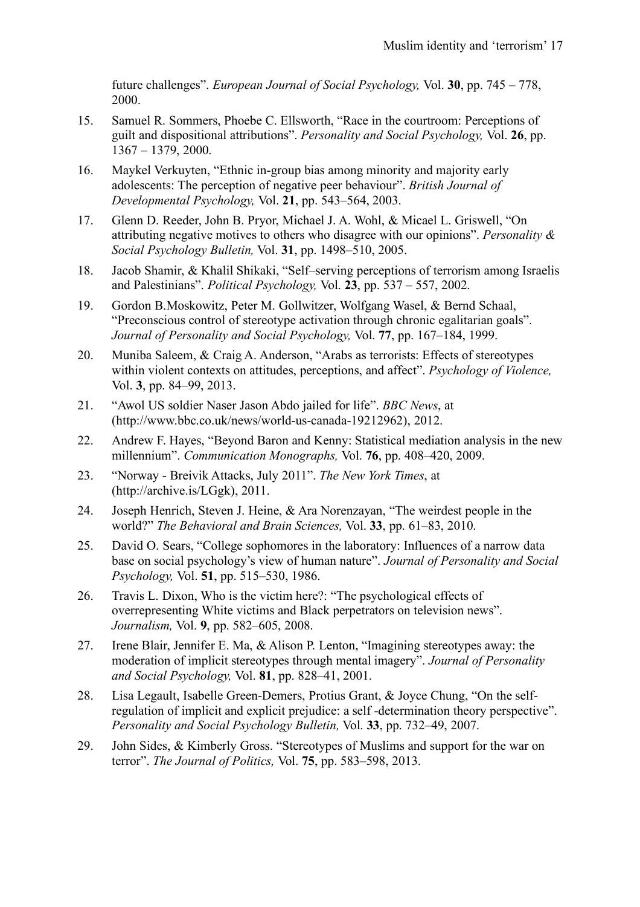future challenges". *European Journal of Social Psychology,* Vol. **30**, pp. 745 – 778, 2000.

15. Samuel R. Sommers, Phoebe C. Ellsworth, "Race in the courtroom: Perceptions of guilt and dispositional attributions". *Personality and Social Psychology,* Vol. **26**, pp. 1367 – 1379, 2000.
16. Maykel Verkuyten, "Ethnic in-group bias among minority and majority early adolescents: The perception of negative peer behaviour". *British Journal of Developmental Psychology,* Vol. **21**, pp. 543–564, 2003.
17. Glenn D. Reeder, John B. Pryor, Michael J. A. Wohl, & Micael L. Griswell, "On attributing negative motives to others who disagree with our opinions". *Personality & Social Psychology Bulletin,* Vol. **31**, pp. 1498–510, 2005.
18. Jacob Shamir, & Khalil Shikaki, "Self–serving perceptions of terrorism among Israelis and Palestinians". *Political Psychology,* Vol. **23**, pp. 537 – 557, 2002.
19. Gordon B.Moskowitz, Peter M. Gollwitzer, Wolfgang Wasel, & Bernd Schaal, "Preconscious control of stereotype activation through chronic egalitarian goals". *Journal of Personality and Social Psychology,* Vol. **77**, pp. 167–184, 1999.
20. Muniba Saleem, & Craig A. Anderson, "Arabs as terrorists: Effects of stereotypes within violent contexts on attitudes, perceptions, and affect". *Psychology of Violence,* Vol. **3**, pp. 84–99, 2013.
21. "Awol US soldier Naser Jason Abdo jailed for life". *BBC News*, at (http://www.bbc.co.uk/news/world-us-canada-19212962), 2012.
22. Andrew F. Hayes, "Beyond Baron and Kenny: Statistical mediation analysis in the new millennium". *Communication Monographs,* Vol. **76**, pp. 408–420, 2009.
23. "Norway - Breivik Attacks, July 2011". *The New York Times*, at (http://archive.is/LGgk), 2011.
24. Joseph Henrich, Steven J. Heine, & Ara Norenzayan, "The weirdest people in the world?" *The Behavioral and Brain Sciences,* Vol. **33**, pp. 61–83, 2010.
25. David O. Sears, "College sophomores in the laboratory: Influences of a narrow data base on social psychology's view of human nature". *Journal of Personality and Social Psychology,* Vol. **51**, pp. 515–530, 1986.
26. Travis L. Dixon, Who is the victim here?: "The psychological effects of overrepresenting White victims and Black perpetrators on television news". *Journalism,* Vol. **9**, pp. 582–605, 2008.
27. Irene Blair, Jennifer E. Ma, & Alison P. Lenton, "Imagining stereotypes away: the moderation of implicit stereotypes through mental imagery". *Journal of Personality and Social Psychology,* Vol. **81**, pp. 828–41, 2001.
28. Lisa Legault, Isabelle Green-Demers, Protius Grant, & Joyce Chung, "On the self-regulation of implicit and explicit prejudice: a self -determination theory perspective". *Personality and Social Psychology Bulletin,* Vol. **33**, pp. 732–49, 2007.
29. John Sides, & Kimberly Gross. "Stereotypes of Muslims and support for the war on terror". *The Journal of Politics,* Vol. **75**, pp. 583–598, 2013.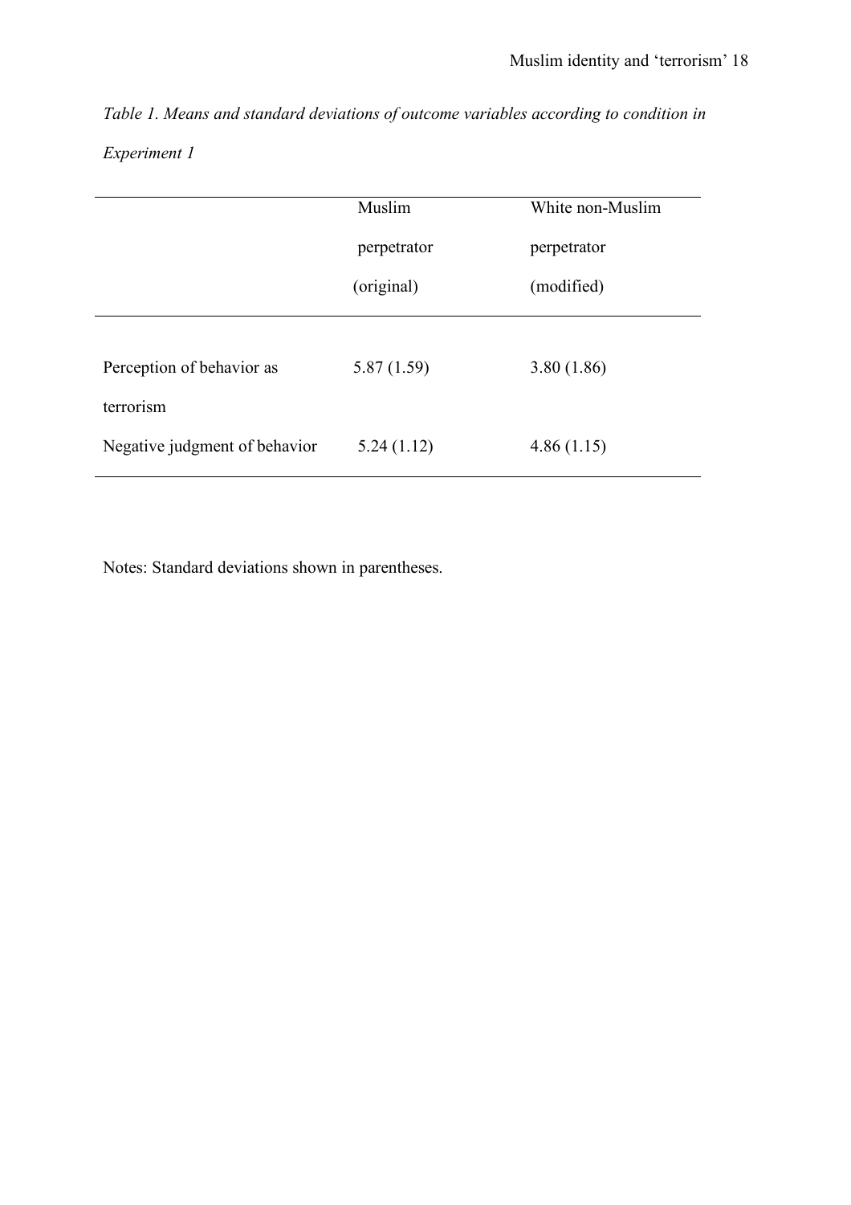*Table 1. Means and standard deviations of outcome variables according to condition in Experiment 1*

| | Muslim perpetrator (original) | White non-Muslim perpetrator (modified) |
|---|---|---|
| Perception of behavior as terrorism | 5.87 (1.59) | 3.80 (1.86) |
| Negative judgment of behavior | 5.24 (1.12) | 4.86 (1.15) |

Notes: Standard deviations shown in parentheses.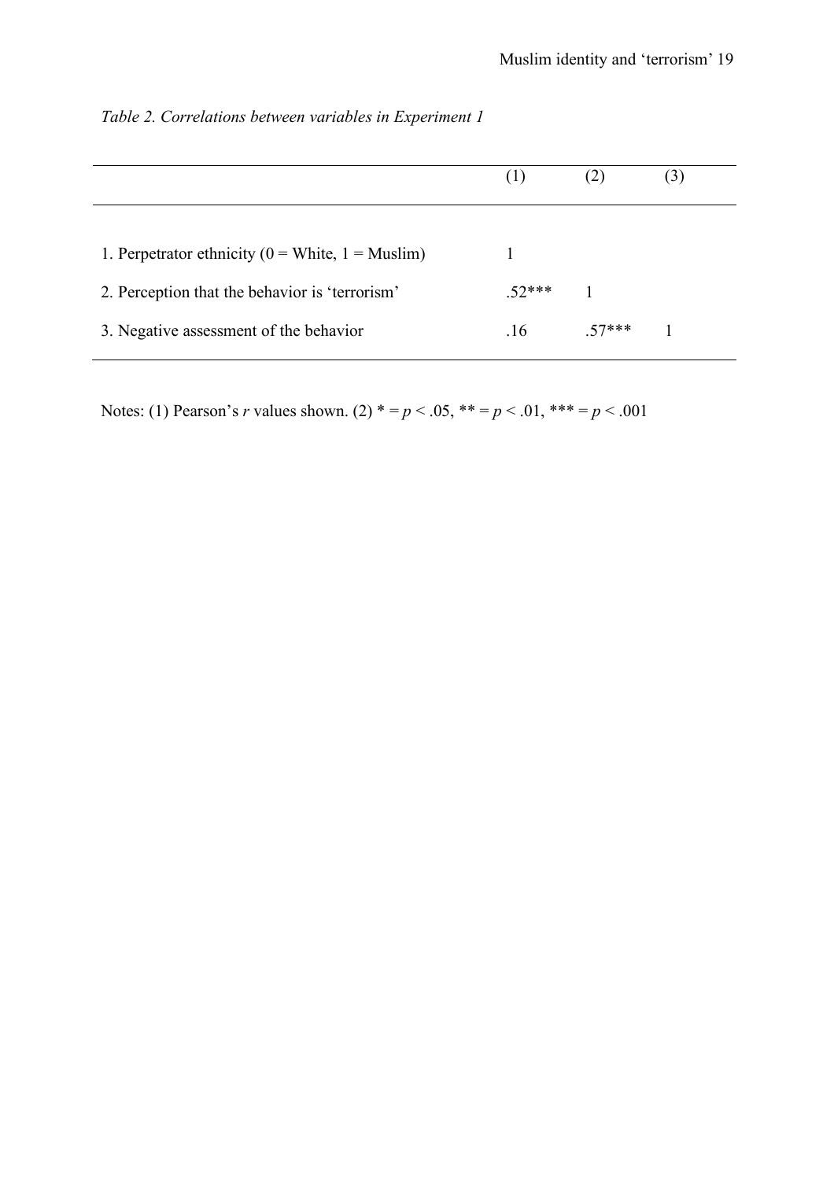*Table 2. Correlations between variables in Experiment 1*

| | (1) | (2) | (3) |
|---|---|---|---|
| 1. Perpetrator ethnicity (0 = White, 1 = Muslim) | 1 | | |
| 2. Perception that the behavior is 'terrorism' | .52*** | 1 | |
| 3. Negative assessment of the behavior | .16 | .57*** | 1 |

Notes: (1) Pearson's *r* values shown. (2) * = $p < .05$, ** = $p < .01$, *** = $p < .001$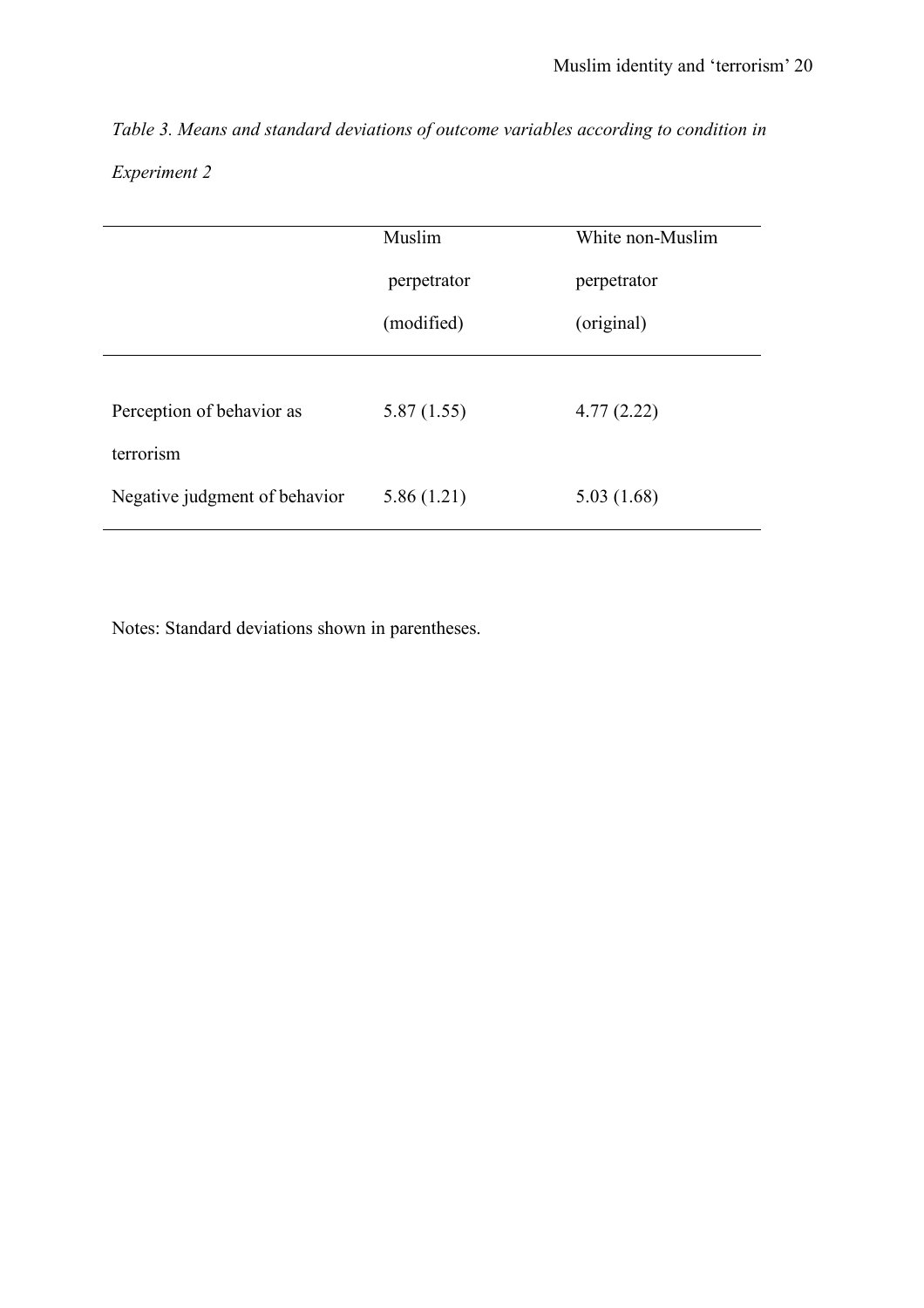*Table 3. Means and standard deviations of outcome variables according to condition in Experiment 2*

| | Muslim perpetrator (modified) | White non-Muslim perpetrator (original) |
|---|---|---|
| Perception of behavior as terrorism | 5.87 (1.55) | 4.77 (2.22) |
| Negative judgment of behavior | 5.86 (1.21) | 5.03 (1.68) |

Notes: Standard deviations shown in parentheses.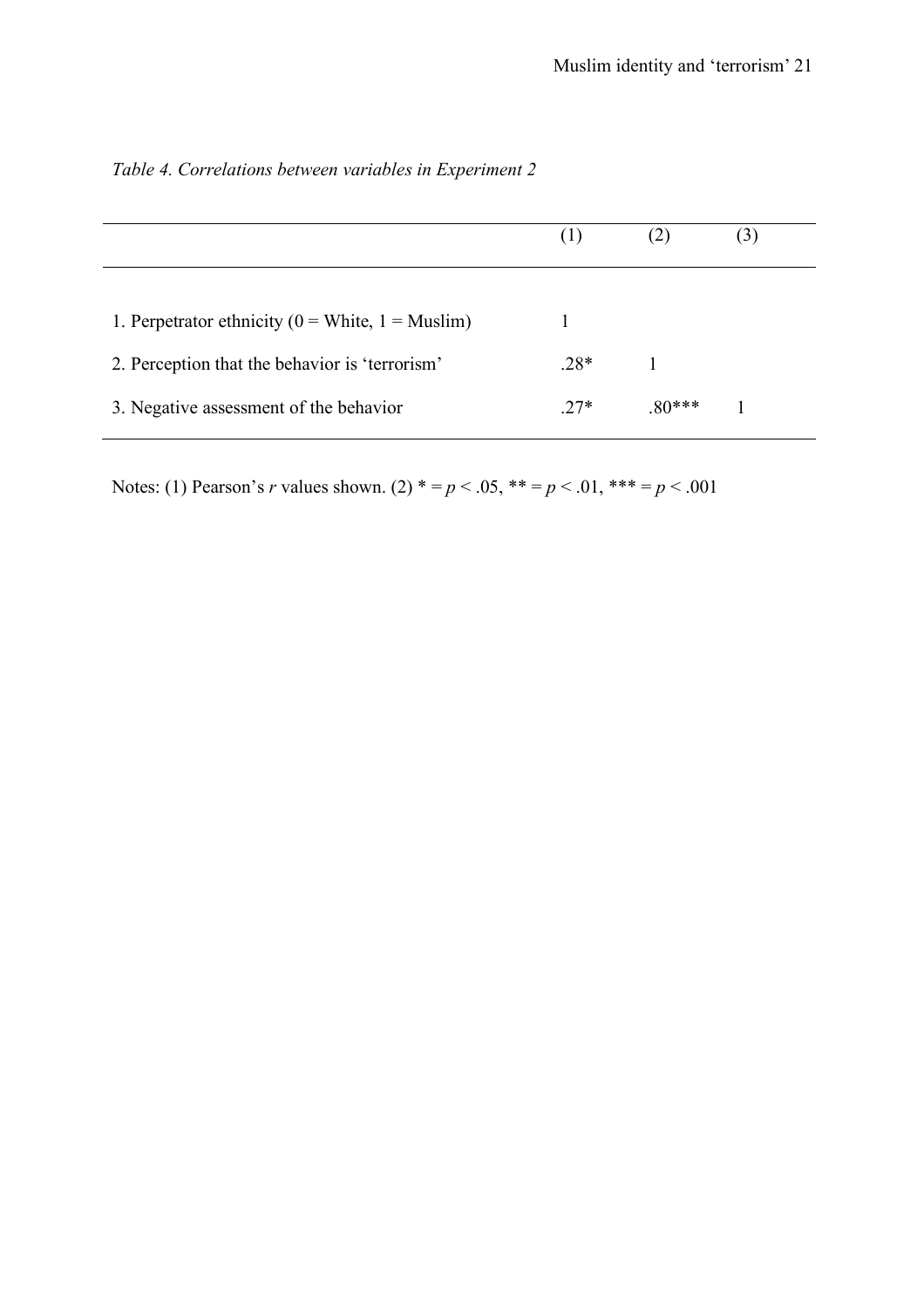*Table 4. Correlations between variables in Experiment 2*

| | (1) | (2) | (3) |
|---|---|---|---|
| 1. Perpetrator ethnicity (0 = White, 1 = Muslim) | 1 | | |
| 2. Perception that the behavior is 'terrorism' | .28* | 1 | |
| 3. Negative assessment of the behavior | .27* | .80*** | 1 |

Notes: (1) Pearson's $r$ values shown. (2) * = $p < .05$, ** = $p < .01$, *** = $p < .001$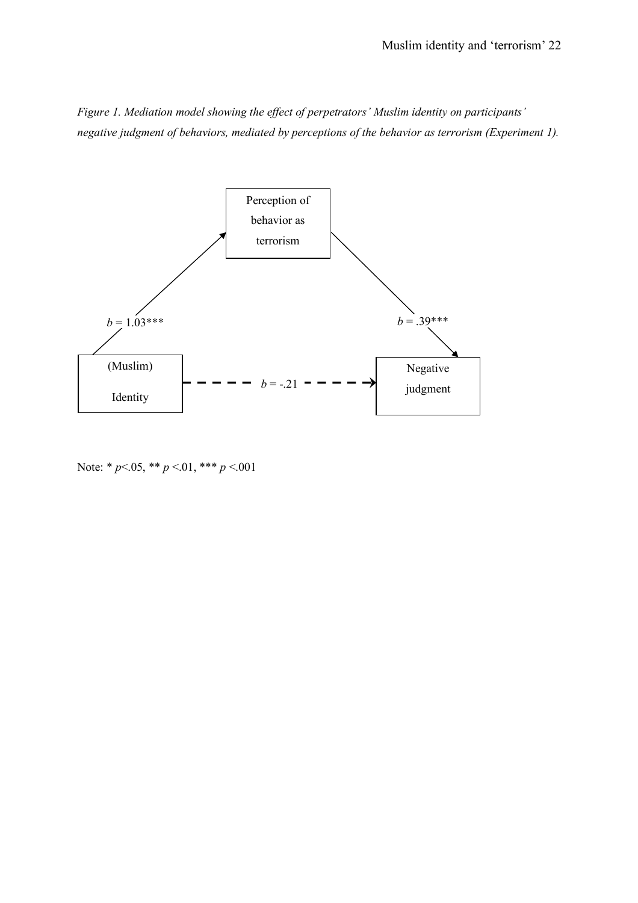*Figure 1. Mediation model showing the effect of perpetrators' Muslim identity on participants' negative judgment of behaviors, mediated by perceptions of the behavior as terrorism (Experiment 1).*

Perception of behavior as terrorism

$b$ = 1.03***

$b$ = .39***

(Muslim) Identity

$b$ = -.21

Negative judgment

Note: * $p$<.05, ** $p$ <.01, *** $p$ <.001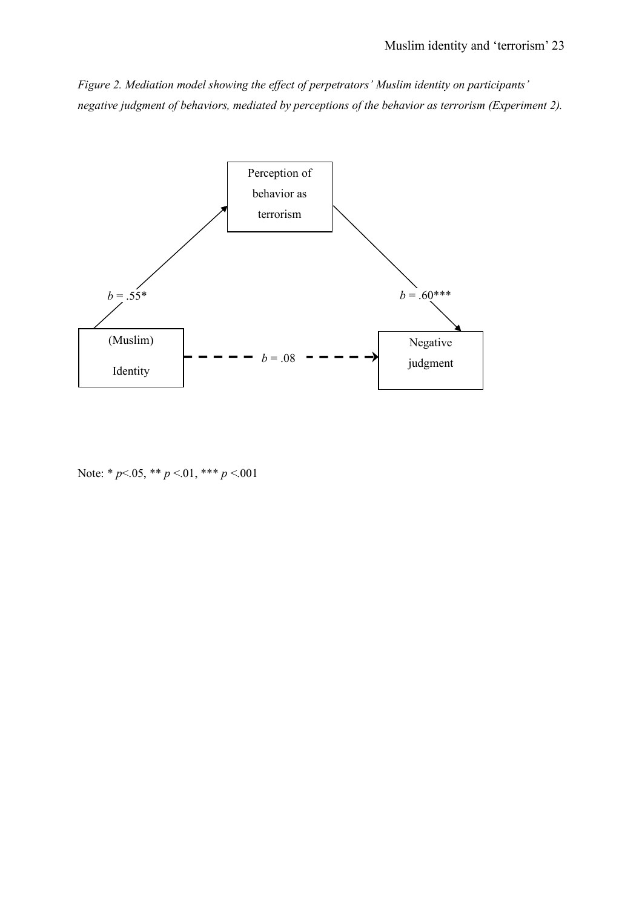*Figure 2. Mediation model showing the effect of perpetrators' Muslim identity on participants' negative judgment of behaviors, mediated by perceptions of the behavior as terrorism (Experiment 2).*

Perception of behavior as terrorism

$b$ = .55*

$b$ = .60***

(Muslim) Identity

$b$ = .08

Negative judgment

Note: * $p$<.05, ** $p$ <.01, *** $p$ <.001